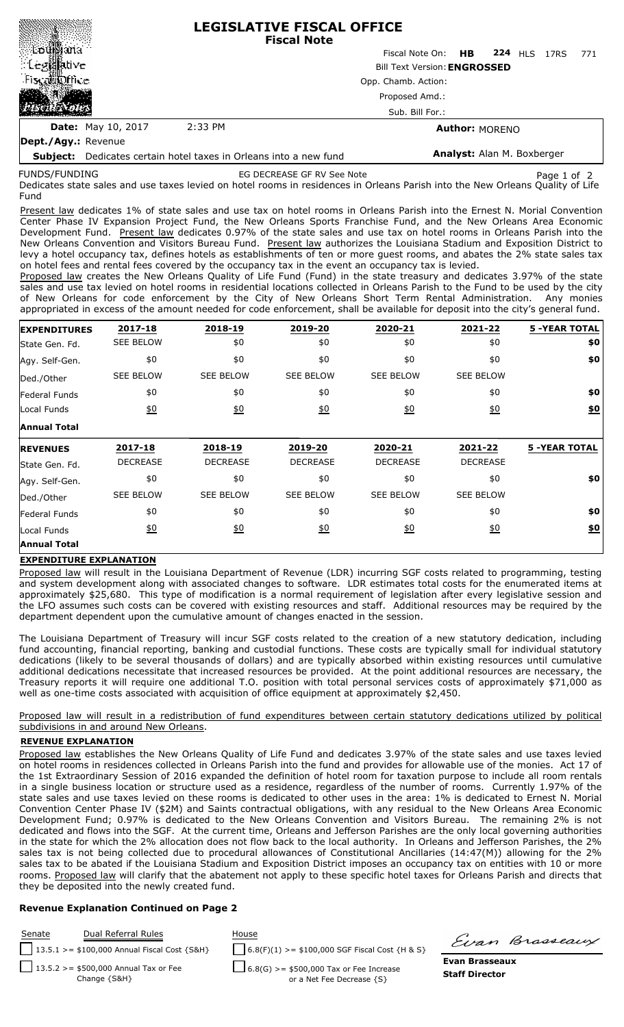# LEGISLATIVE FISCAL OFFICE
## Fiscal Note

Fiscal Note On: **HB 224** HLS 17RS 771

Bill Text Version: **ENGROSSED**

Opp. Chamb. Action:

Proposed Amd.:

Sub. Bill For.:

**Date:** May 10, 2017 2:33 PM

**Author:** MORENO

**Dept./Agy.:** Revenue

**Subject:** Dedicates certain hotel taxes in Orleans into a new fund

**Analyst:** Alan M. Boxberger

FUNDS/FUNDING EG DECREASE GF RV See Note

Dedicates state sales and use taxes levied on hotel rooms in residences in Orleans Parish into the New Orleans Quality of Life Fund

Present law dedicates 1% of state sales and use tax on hotel rooms in Orleans Parish into the Ernest N. Morial Convention Center Phase IV Expansion Project Fund, the New Orleans Sports Franchise Fund, and the New Orleans Area Economic Development Fund. Present law dedicates 0.97% of the state sales and use tax on hotel rooms in Orleans Parish into the New Orleans Convention and Visitors Bureau Fund. Present law authorizes the Louisiana Stadium and Exposition District to levy a hotel occupancy tax, defines hotels as establishments of ten or more guest rooms, and abates the 2% state sales tax on hotel fees and rental fees covered by the occupancy tax in the event an occupancy tax is levied.

Proposed law creates the New Orleans Quality of Life Fund (Fund) in the state treasury and dedicates 3.97% of the state sales and use tax levied on hotel rooms in residential locations collected in Orleans Parish to the Fund to be used by the city of New Orleans for code enforcement by the City of New Orleans Short Term Rental Administration. Any monies appropriated in excess of the amount needed for code enforcement, shall be available for deposit into the city's general fund.

| EXPENDITURES | 2017-18 | 2018-19 | 2019-20 | 2020-21 | 2021-22 | 5 -YEAR TOTAL |
|---|---|---|---|---|---|---|
| State Gen. Fd. | SEE BELOW | $0 | $0 | $0 | $0 | $0 |
| Agy. Self-Gen. | $0 | $0 | $0 | $0 | $0 | $0 |
| Ded./Other | SEE BELOW | SEE BELOW | SEE BELOW | SEE BELOW | SEE BELOW | |
| Federal Funds | $0 | $0 | $0 | $0 | $0 | $0 |
| Local Funds | $0 | $0 | $0 | $0 | $0 | $0 |
| **Annual Total** | | | | | | |

| REVENUES | 2017-18 | 2018-19 | 2019-20 | 2020-21 | 2021-22 | 5 -YEAR TOTAL |
|---|---|---|---|---|---|---|
| State Gen. Fd. | DECREASE | DECREASE | DECREASE | DECREASE | DECREASE | |
| Agy. Self-Gen. | $0 | $0 | $0 | $0 | $0 | $0 |
| Ded./Other | SEE BELOW | SEE BELOW | SEE BELOW | SEE BELOW | SEE BELOW | |
| Federal Funds | $0 | $0 | $0 | $0 | $0 | $0 |
| Local Funds | $0 | $0 | $0 | $0 | $0 | $0 |
| **Annual Total** | | | | | | |

### EXPENDITURE EXPLANATION

Proposed law will result in the Louisiana Department of Revenue (LDR) incurring SGF costs related to programming, testing and system development along with associated changes to software. LDR estimates total costs for the enumerated items at approximately $25,680. This type of modification is a normal requirement of legislation after every legislative session and the LFO assumes such costs can be covered with existing resources and staff. Additional resources may be required by the department dependent upon the cumulative amount of changes enacted in the session.

The Louisiana Department of Treasury will incur SGF costs related to the creation of a new statutory dedication, including fund accounting, financial reporting, banking and custodial functions. These costs are typically small for individual statutory dedications (likely to be several thousands of dollars) and are typically absorbed within existing resources until cumulative additional dedications necessitate that increased resources be provided. At the point additional resources are necessary, the Treasury reports it will require one additional T.O. position with total personal services costs of approximately $71,000 as well as one-time costs associated with acquisition of office equipment at approximately $2,450.

Proposed law will result in a redistribution of fund expenditures between certain statutory dedications utilized by political subdivisions in and around New Orleans.

### REVENUE EXPLANATION

Proposed law establishes the New Orleans Quality of Life Fund and dedicates 3.97% of the state sales and use taxes levied on hotel rooms in residences collected in Orleans Parish into the fund and provides for allowable use of the monies. Act 17 of the 1st Extraordinary Session of 2016 expanded the definition of hotel room for taxation purpose to include all room rentals in a single business location or structure used as a residence, regardless of the number of rooms. Currently 1.97% of the state sales and use taxes levied on these rooms is dedicated to other uses in the area: 1% is dedicated to Ernest N. Morial Convention Center Phase IV ($2M) and Saints contractual obligations, with any residual to the New Orleans Area Economic Development Fund; 0.97% is dedicated to the New Orleans Convention and Visitors Bureau. The remaining 2% is not dedicated and flows into the SGF. At the current time, Orleans and Jefferson Parishes are the only local governing authorities in the state for which the 2% allocation does not flow back to the local authority. In Orleans and Jefferson Parishes, the 2% sales tax is not being collected due to procedural allowances of Constitutional Ancillaries (14:47(M)) allowing for the 2% sales tax to be abated if the Louisiana Stadium and Exposition District imposes an occupancy tax on entities with 10 or more rooms. Proposed law will clarify that the abatement not apply to these specific hotel taxes for Orleans Parish and directs that they be deposited into the newly created fund.

**Revenue Explanation Continued on Page 2**

| Senate | Dual Referral Rules | House |
|---|---|---|
| | 13.5.1 >= $100,000 Annual Fiscal Cost {S&H} | 6.8(F)(1) >= $100,000 SGF Fiscal Cost {H & S} |
| | 13.5.2 >= $500,000 Annual Tax or Fee Change {S&H} | 6.8(G) >= $500,000 Tax or Fee Increase or a Net Fee Decrease {S} |

**Evan Brasseaux**
**Staff Director**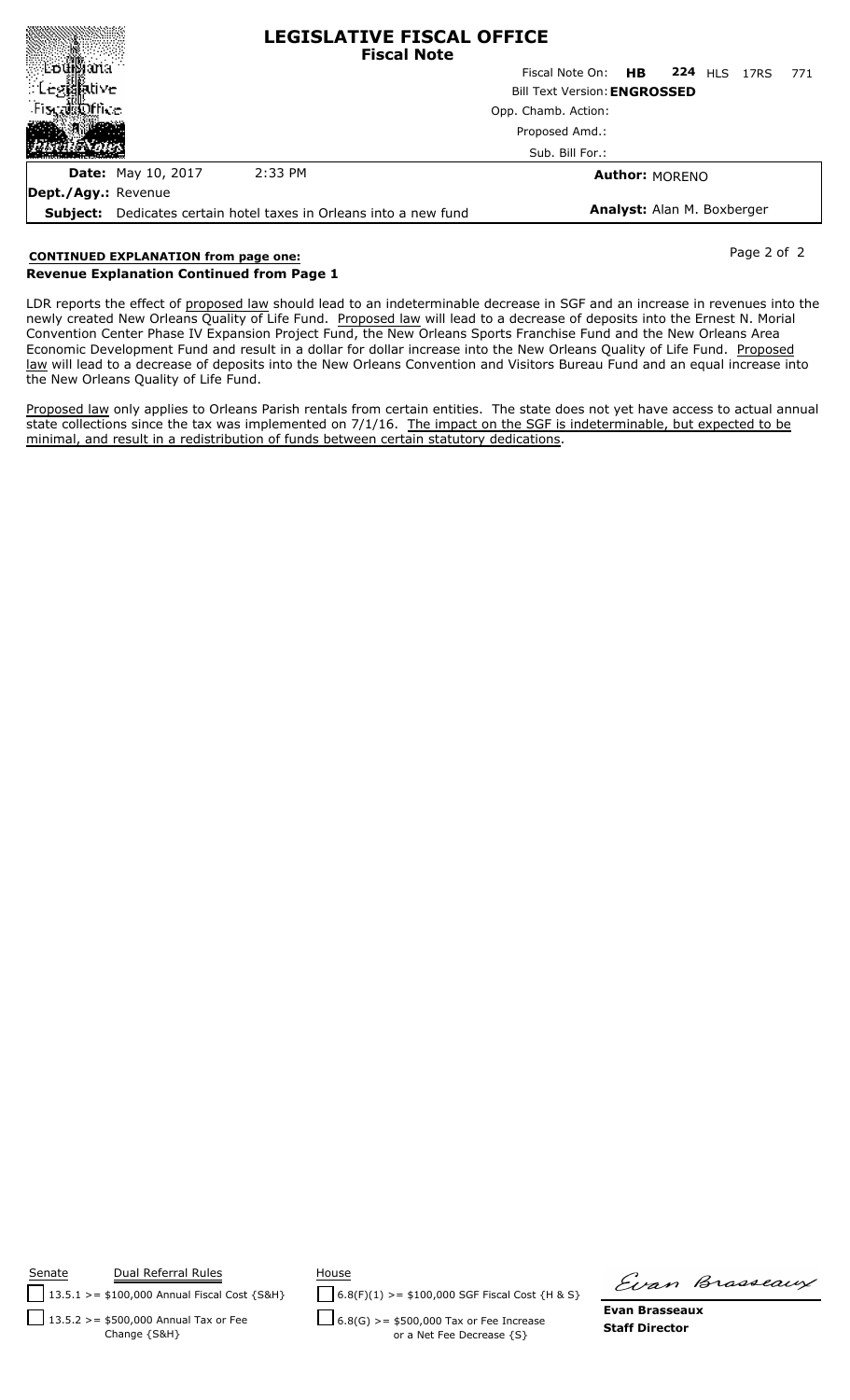# LEGISLATIVE FISCAL OFFICE
## Fiscal Note

Fiscal Note On: **HB 224** HLS 17RS 771

Bill Text Version: **ENGROSSED**

Opp. Chamb. Action:

Proposed Amd.:

Sub. Bill For.:

**Date:** May 10, 2017 2:33 PM

**Author:** MORENO

**Dept./Agy.:** Revenue

**Subject:** Dedicates certain hotel taxes in Orleans into a new fund

**Analyst:** Alan M. Boxberger

**CONTINUED EXPLANATION from page one:**
**Revenue Explanation Continued from Page 1**

LDR reports the effect of proposed law should lead to an indeterminable decrease in SGF and an increase in revenues into the newly created New Orleans Quality of Life Fund. Proposed law will lead to a decrease of deposits into the Ernest N. Morial Convention Center Phase IV Expansion Project Fund, the New Orleans Sports Franchise Fund and the New Orleans Area Economic Development Fund and result in a dollar for dollar increase into the New Orleans Quality of Life Fund. Proposed law will lead to a decrease of deposits into the New Orleans Convention and Visitors Bureau Fund and an equal increase into the New Orleans Quality of Life Fund.

Proposed law only applies to Orleans Parish rentals from certain entities. The state does not yet have access to actual annual state collections since the tax was implemented on 7/1/16. The impact on the SGF is indeterminable, but expected to be minimal, and result in a redistribution of funds between certain statutory dedications.

| Senate | House |
|---|---|
| Dual Referral Rules | |
| ☐ 13.5.1 >= $100,000 Annual Fiscal Cost {S&H} | ☐ 6.8(F)(1) >= $100,000 SGF Fiscal Cost {H & S} |
| ☐ 13.5.2 >= $500,000 Annual Tax or Fee Change {S&H} | ☐ 6.8(G) >= $500,000 Tax or Fee Increase or a Net Fee Decrease {S} |

Evan Brasseaux

**Evan Brasseaux**
**Staff Director**